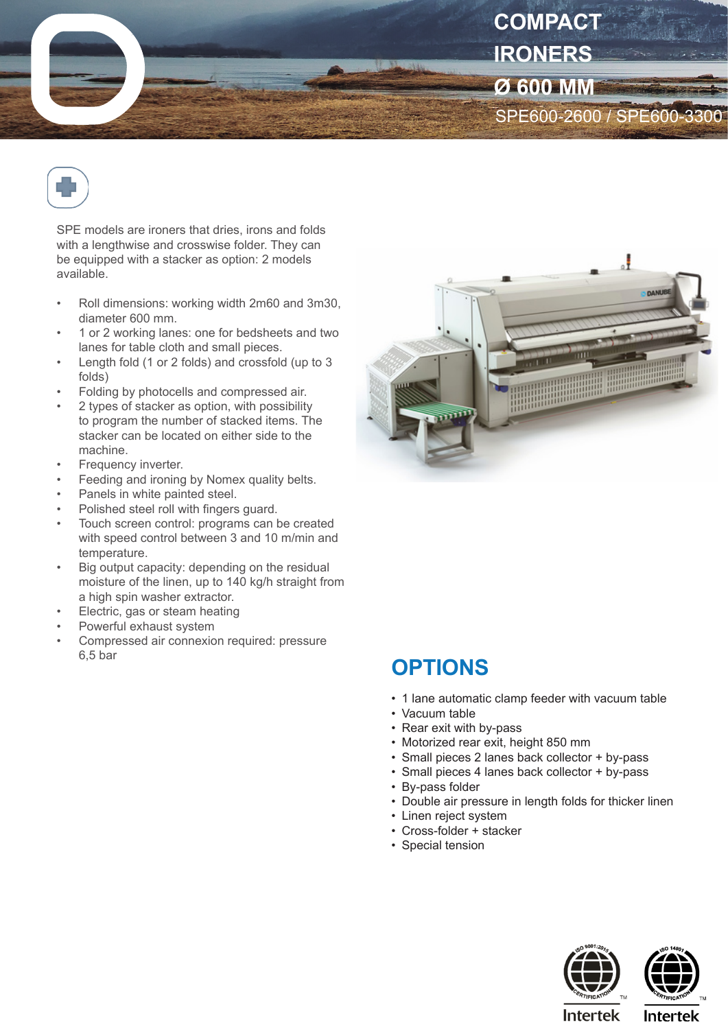# COMPACT IRONERS Ø 600 MM

SPE600-2600 / SPE600-3300

SPE models are ironers that dries, irons and folds with a lengthwise and crosswise folder. They can be equipped with a stacker as option: 2 models available.

- Roll dimensions: working width 2m60 and 3m30, diameter 600 mm.
- 1 or 2 working lanes: one for bedsheets and two lanes for table cloth and small pieces.
- Length fold (1 or 2 folds) and crossfold (up to 3 folds)
- Folding by photocells and compressed air.
- 2 types of stacker as option, with possibility to program the number of stacked items. The stacker can be located on either side to the machine.
- Frequency inverter.
- Feeding and ironing by Nomex quality belts.
- Panels in white painted steel.
- Polished steel roll with fingers guard.
- Touch screen control: programs can be created with speed control between 3 and 10 m/min and temperature.
- Big output capacity: depending on the residual moisture of the linen, up to 140 kg/h straight from a high spin washer extractor.
- Electric, gas or steam heating
- Powerful exhaust system
- Compressed air connexion required: pressure 6,5 bar

## OPTIONS

- 1 lane automatic clamp feeder with vacuum table
- Vacuum table
- Rear exit with by-pass
- Motorized rear exit, height 850 mm
- Small pieces 2 lanes back collector + by-pass
- Small pieces 4 lanes back collector + by-pass
- By-pass folder
- Double air pressure in length folds for thicker linen
- Linen reject system
- Cross-folder + stacker
- Special tension

ISO 9001:2015 CERTIFICATION Intertek

ISO 14001 CERTIFICATION Intertek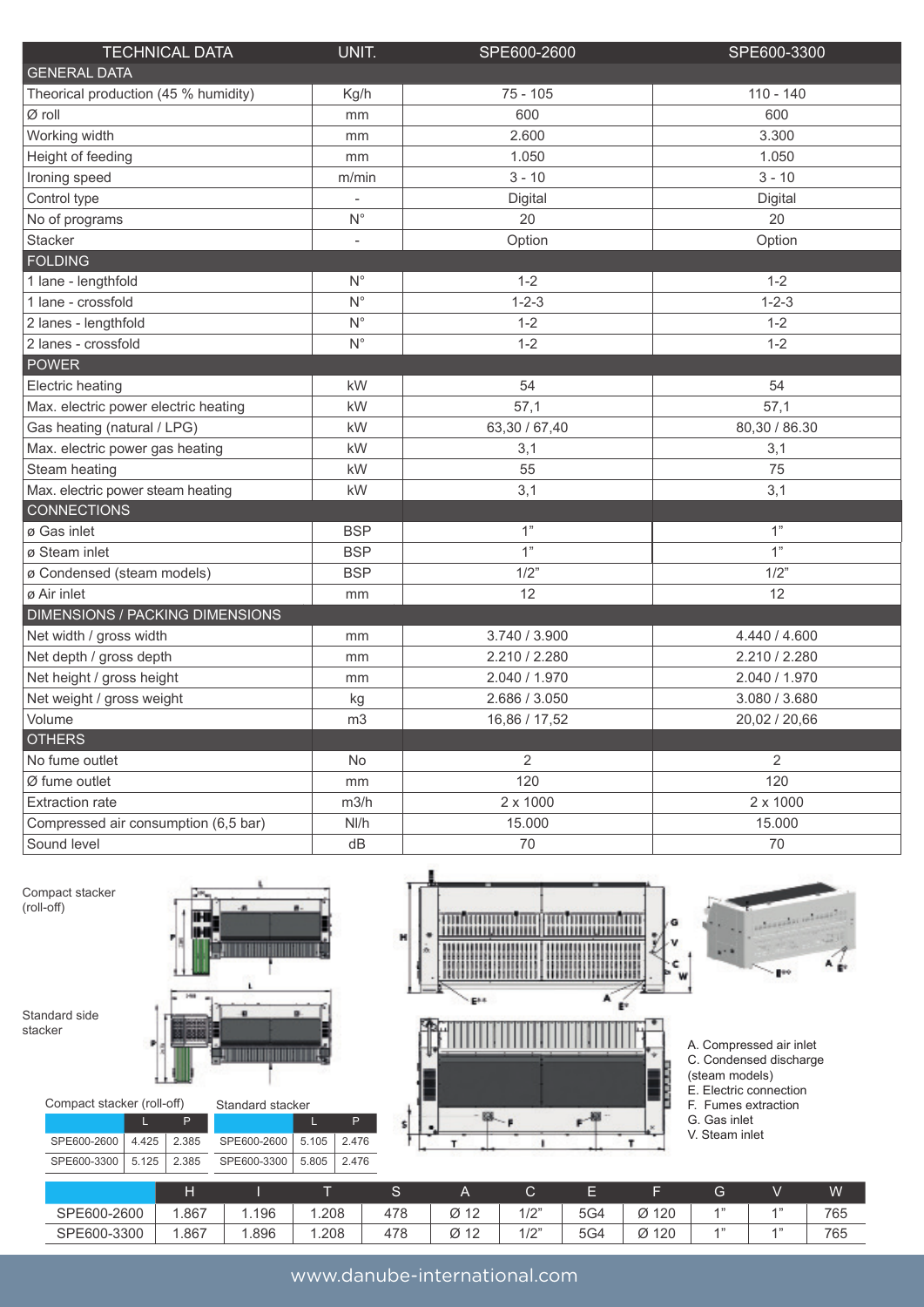| TECHNICAL DATA | UNIT. | SPE600-2600 | SPE600-3300 |
|---|---|---|---|
| GENERAL DATA | | | |
| Theorical production (45 % humidity) | Kg/h | 75 - 105 | 110 - 140 |
| Ø roll | mm | 600 | 600 |
| Working width | mm | 2.600 | 3.300 |
| Height of feeding | mm | 1.050 | 1.050 |
| Ironing speed | m/min | 3 - 10 | 3 - 10 |
| Control type | - | Digital | Digital |
| No of programs | N° | 20 | 20 |
| Stacker | - | Option | Option |
| FOLDING | | | |
| 1 lane - lengthfold | N° | 1-2 | 1-2 |
| 1 lane - crossfold | N° | 1-2-3 | 1-2-3 |
| 2 lanes - lengthfold | N° | 1-2 | 1-2 |
| 2 lanes - crossfold | N° | 1-2 | 1-2 |
| POWER | | | |
| Electric heating | kW | 54 | 54 |
| Max. electric power electric heating | kW | 57,1 | 57,1 |
| Gas heating (natural / LPG) | kW | 63,30 / 67,40 | 80,30 / 86.30 |
| Max. electric power gas heating | kW | 3,1 | 3,1 |
| Steam heating | kW | 55 | 75 |
| Max. electric power steam heating | kW | 3,1 | 3,1 |
| CONNECTIONS | | | |
| ø Gas inlet | BSP | 1” | 1” |
| ø Steam inlet | BSP | 1” | 1” |
| ø Condensed (steam models) | BSP | 1/2” | 1/2” |
| ø Air inlet | mm | 12 | 12 |
| DIMENSIONS / PACKING DIMENSIONS | | | |
| Net width / gross width | mm | 3.740 / 3.900 | 4.440 / 4.600 |
| Net depth / gross depth | mm | 2.210 / 2.280 | 2.210 / 2.280 |
| Net height / gross height | mm | 2.040 / 1.970 | 2.040 / 1.970 |
| Net weight / gross weight | kg | 2.686 / 3.050 | 3.080 / 3.680 |
| Volume | m3 | 16,86 / 17,52 | 20,02 / 20,66 |
| OTHERS | | | |
| No fume outlet | No | 2 | 2 |
| Ø fume outlet | mm | 120 | 120 |
| Extraction rate | m3/h | 2 x 1000 | 2 x 1000 |
| Compressed air consumption (6,5 bar) | Nl/h | 15.000 | 15.000 |
| Sound level | dB | 70 | 70 |

Compact stacker (roll-off)

Standard side stacker

Compact stacker (roll-off)

| | L | P |
|---|---|---|
| SPE600-2600 | 4.425 | 2.385 |
| SPE600-3300 | 5.125 | 2.385 |

Standard stacker

| | L | P |
|---|---|---|
| SPE600-2600 | 5.105 | 2.476 |
| SPE600-3300 | 5.805 | 2.476 |

A. Compressed air inlet
C. Condensed discharge (steam models)
E. Electric connection
F. Fumes extraction
G. Gas inlet
V. Steam inlet

| | H | I | T | S | A | C | E | F | G | V | W |
|---|---|---|---|---|---|---|---|---|---|---|---|
| SPE600-2600 | 1.867 | 1.196 | 1.208 | 478 | Ø 12 | 1/2” | 5G4 | Ø 120 | 1” | 1” | 765 |
| SPE600-3300 | 1.867 | 1.896 | 1.208 | 478 | Ø 12 | 1/2” | 5G4 | Ø 120 | 1” | 1” | 765 |

www.danube-international.com